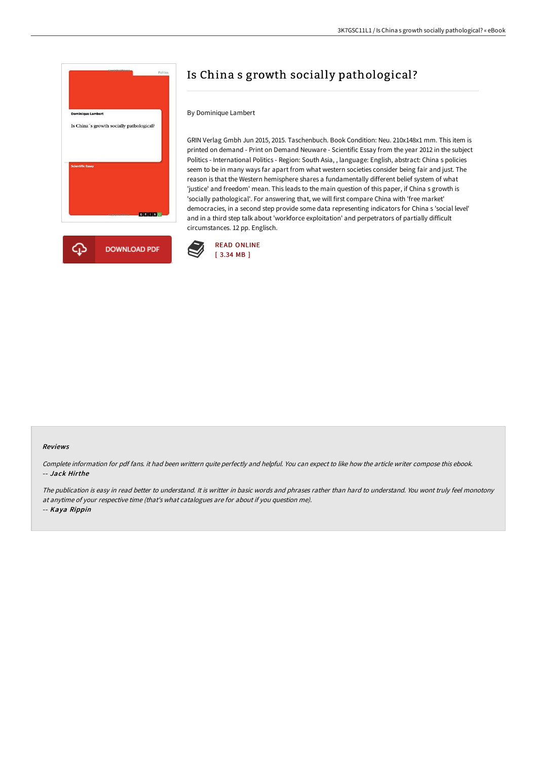# Is China s growth socially pathological?

By Dominique Lambert

GRIN Verlag Gmbh Jun 2015, 2015. Taschenbuch. Book Condition: Neu. 210x148x1 mm. This item is printed on demand - Print on Demand Neuware - Scientific Essay from the year 2012 in the subject Politics - International Politics - Region: South Asia, , language: English, abstract: China s policies seem to be in many ways far apart from what western societies consider being fair and just. The reason is that the Western hemisphere shares a fundamentally different belief system of what 'justice' and freedom' mean. This leads to the main question of this paper, if China s growth is 'socially pathological'. For answering that, we will first compare China with 'free market' democracies, in a second step provide some data representing indicators for China s 'social level' and in a third step talk about 'workforce exploitation' and perpetrators of partially difficult circumstances. 12 pp. Englisch.

DOWNLOAD PDF

READ ONLINE
[ 3.34 MB ]

#### Reviews

*Complete information for pdf fans. it had been writtern quite perfectly and helpful. You can expect to like how the article writer compose this ebook.*
*-- Jack Hirthe*

*The publication is easy in read better to understand. It is writter in basic words and phrases rather than hard to understand. You wont truly feel monotony at anytime of your respective time (that's what catalogues are for about if you question me).*
*-- Kaya Rippin*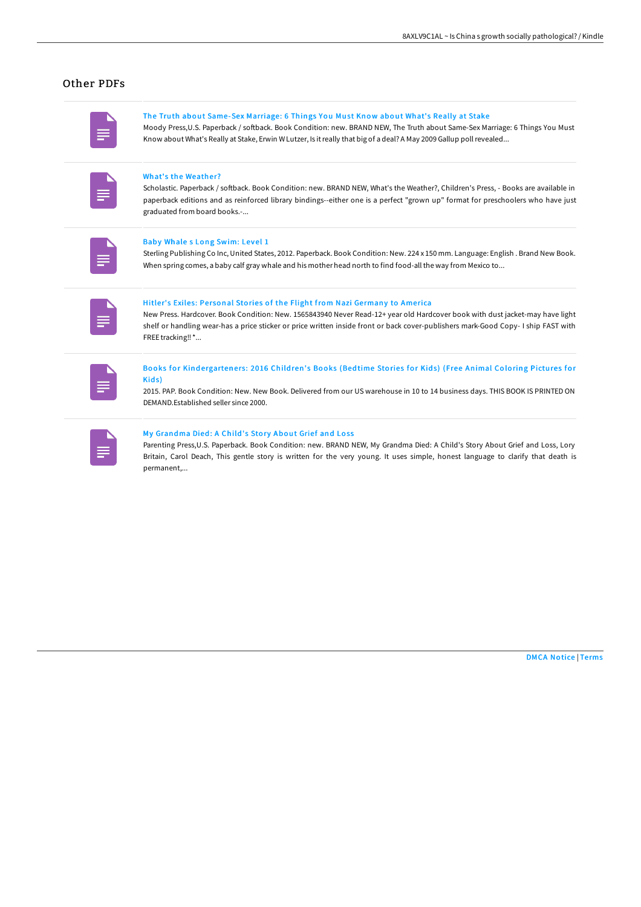## Other PDFs

### The Truth about Same-Sex Marriage: 6 Things You Must Know about What's Really at Stake

Moody Press,U.S. Paperback / softback. Book Condition: new. BRAND NEW, The Truth about Same-Sex Marriage: 6 Things You Must Know about What's Really at Stake, Erwin W Lutzer, Is it really that big of a deal? A May 2009 Gallup poll revealed...

### What's the Weather?

Scholastic. Paperback / softback. Book Condition: new. BRAND NEW, What's the Weather?, Children's Press, - Books are available in paperback editions and as reinforced library bindings--either one is a perfect "grown up" format for preschoolers who have just graduated from board books.-...

### Baby Whale s Long Swim: Level 1

Sterling Publishing Co Inc, United States, 2012. Paperback. Book Condition: New. 224 x 150 mm. Language: English . Brand New Book. When spring comes, a baby calf gray whale and his mother head north to find food-all the way from Mexico to...

### Hitler's Exiles: Personal Stories of the Flight from Nazi Germany to America

New Press. Hardcover. Book Condition: New. 1565843940 Never Read-12+ year old Hardcover book with dust jacket-may have light shelf or handling wear-has a price sticker or price written inside front or back cover-publishers mark-Good Copy- I ship FAST with FREE tracking!! *...

### Books for Kindergarteners: 2016 Children's Books (Bedtime Stories for Kids) (Free Animal Coloring Pictures for Kids)

2015. PAP. Book Condition: New. New Book. Delivered from our US warehouse in 10 to 14 business days. THIS BOOK IS PRINTED ON DEMAND.Established seller since 2000.

### My Grandma Died: A Child's Story About Grief and Loss

Parenting Press,U.S. Paperback. Book Condition: new. BRAND NEW, My Grandma Died: A Child's Story About Grief and Loss, Lory Britain, Carol Deach, This gentle story is written for the very young. It uses simple, honest language to clarify that death is permanent,...